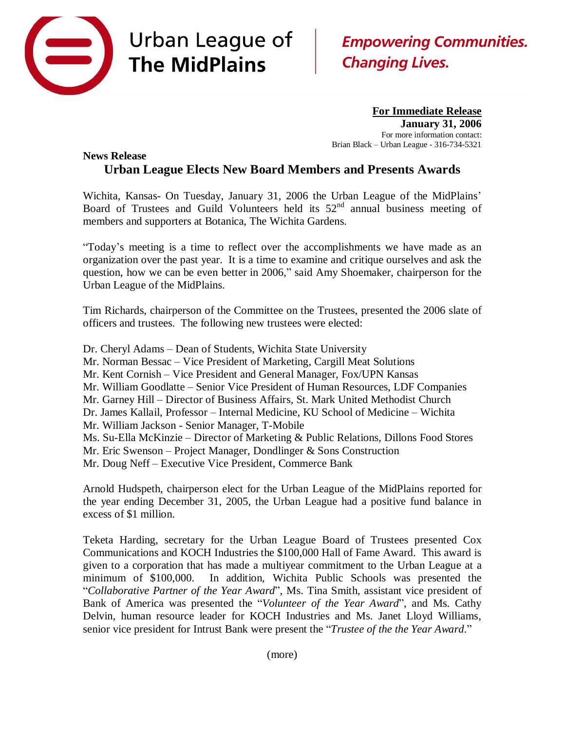Urban League of **The MidPlains**

***Empowering Communities. Changing Lives.***

**For Immediate Release**
**January 31, 2006**
For more information contact:
Brian Black – Urban League - 316-734-5321

**News Release**

## Urban League Elects New Board Members and Presents Awards

Wichita, Kansas- On Tuesday, January 31, 2006 the Urban League of the MidPlains' Board of Trustees and Guild Volunteers held its 52nd annual business meeting of members and supporters at Botanica, The Wichita Gardens.

"Today's meeting is a time to reflect over the accomplishments we have made as an organization over the past year. It is a time to examine and critique ourselves and ask the question, how we can be even better in 2006," said Amy Shoemaker, chairperson for the Urban League of the MidPlains.

Tim Richards, chairperson of the Committee on the Trustees, presented the 2006 slate of officers and trustees. The following new trustees were elected:

Dr. Cheryl Adams – Dean of Students, Wichita State University
Mr. Norman Bessac – Vice President of Marketing, Cargill Meat Solutions
Mr. Kent Cornish – Vice President and General Manager, Fox/UPN Kansas
Mr. William Goodlatte – Senior Vice President of Human Resources, LDF Companies
Mr. Garney Hill – Director of Business Affairs, St. Mark United Methodist Church
Dr. James Kallail, Professor – Internal Medicine, KU School of Medicine – Wichita
Mr. William Jackson - Senior Manager, T-Mobile
Ms. Su-Ella McKinzie – Director of Marketing & Public Relations, Dillons Food Stores
Mr. Eric Swenson – Project Manager, Dondlinger & Sons Construction
Mr. Doug Neff – Executive Vice President, Commerce Bank

Arnold Hudspeth, chairperson elect for the Urban League of the MidPlains reported for the year ending December 31, 2005, the Urban League had a positive fund balance in excess of $1 million.

Teketa Harding, secretary for the Urban League Board of Trustees presented Cox Communications and KOCH Industries the $100,000 Hall of Fame Award. This award is given to a corporation that has made a multiyear commitment to the Urban League at a minimum of $100,000. In addition, Wichita Public Schools was presented the "*Collaborative Partner of the Year Award*", Ms. Tina Smith, assistant vice president of Bank of America was presented the "*Volunteer of the Year Award*", and Ms. Cathy Delvin, human resource leader for KOCH Industries and Ms. Janet Lloyd Williams, senior vice president for Intrust Bank were present the "*Trustee of the the Year Award*."

(more)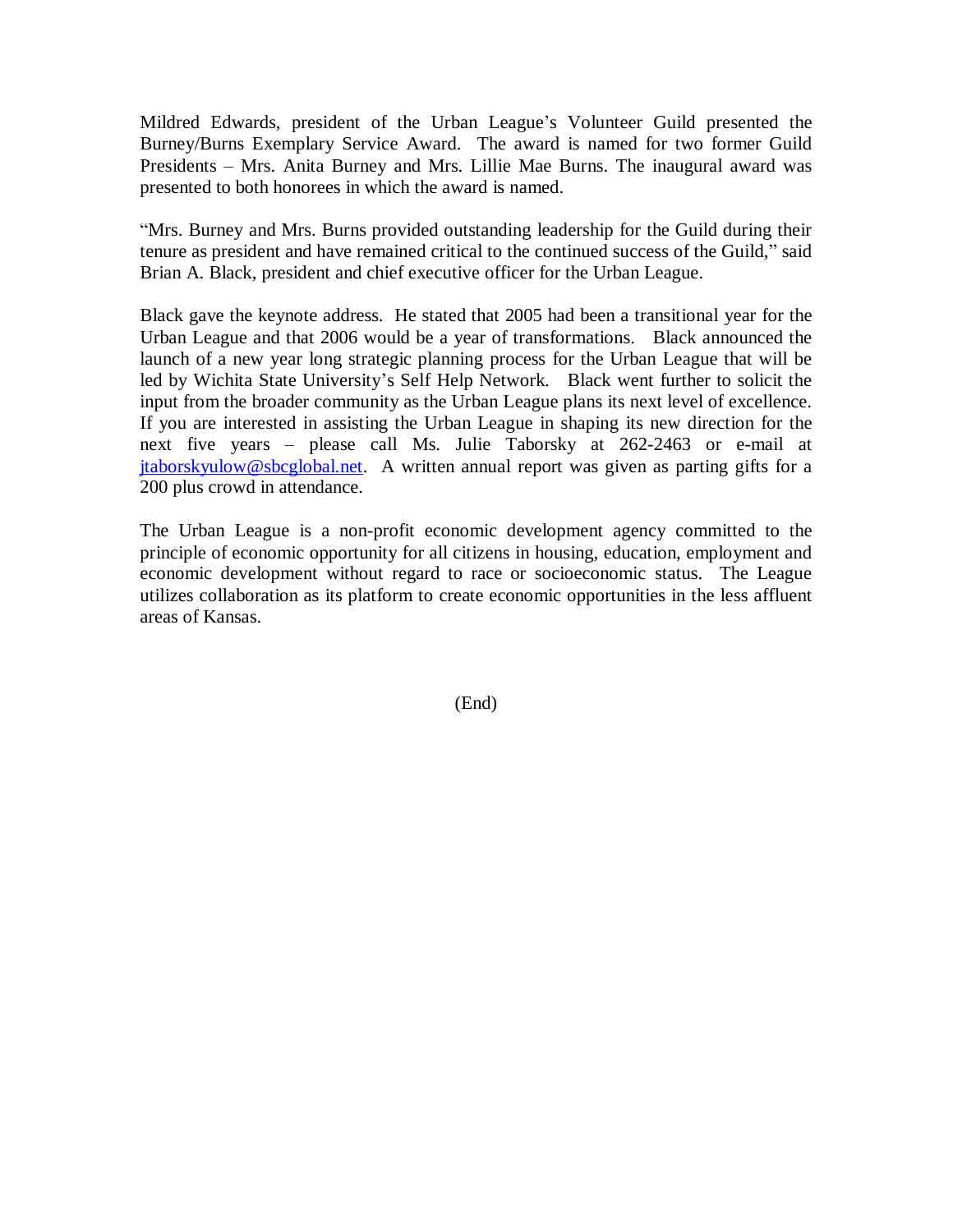Mildred Edwards, president of the Urban League's Volunteer Guild presented the Burney/Burns Exemplary Service Award. The award is named for two former Guild Presidents – Mrs. Anita Burney and Mrs. Lillie Mae Burns. The inaugural award was presented to both honorees in which the award is named.

"Mrs. Burney and Mrs. Burns provided outstanding leadership for the Guild during their tenure as president and have remained critical to the continued success of the Guild," said Brian A. Black, president and chief executive officer for the Urban League.

Black gave the keynote address. He stated that 2005 had been a transitional year for the Urban League and that 2006 would be a year of transformations. Black announced the launch of a new year long strategic planning process for the Urban League that will be led by Wichita State University's Self Help Network. Black went further to solicit the input from the broader community as the Urban League plans its next level of excellence. If you are interested in assisting the Urban League in shaping its new direction for the next five years – please call Ms. Julie Taborsky at 262-2463 or e-mail at jtaborskyulow@sbcglobal.net. A written annual report was given as parting gifts for a 200 plus crowd in attendance.

The Urban League is a non-profit economic development agency committed to the principle of economic opportunity for all citizens in housing, education, employment and economic development without regard to race or socioeconomic status. The League utilizes collaboration as its platform to create economic opportunities in the less affluent areas of Kansas.

(End)